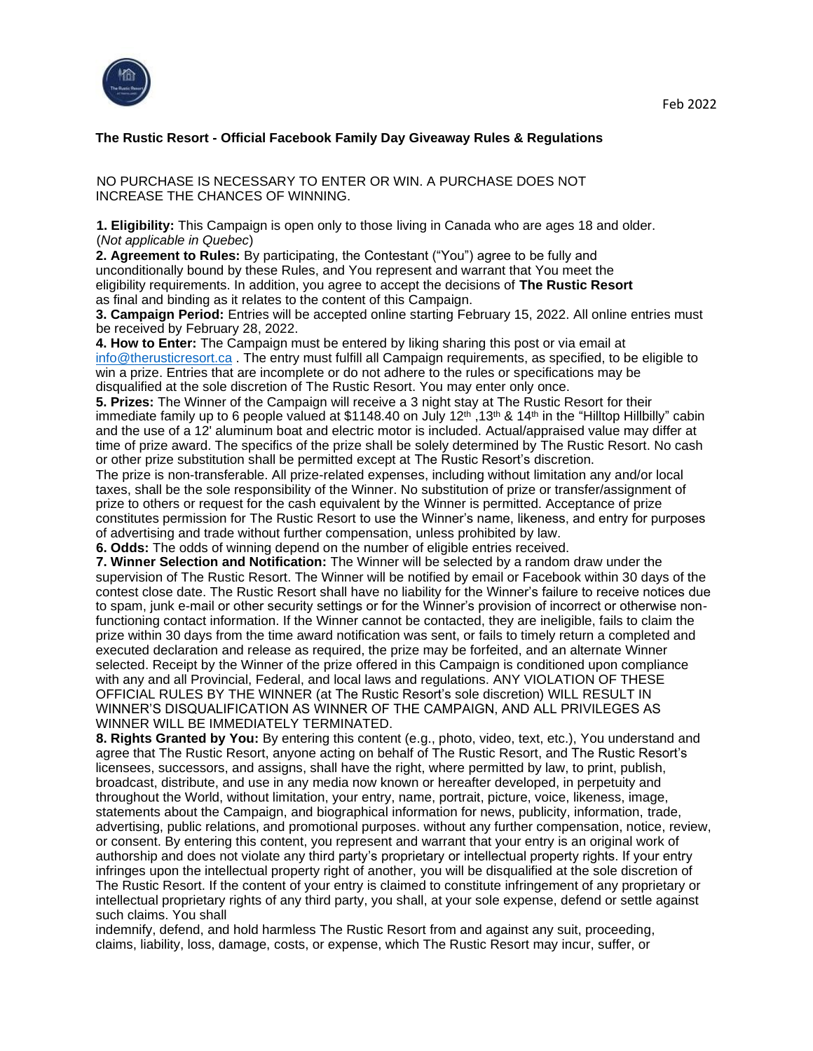Feb 2022

**The Rustic Resort - Official Facebook Family Day Giveaway Rules & Regulations**

NO PURCHASE IS NECESSARY TO ENTER OR WIN. A PURCHASE DOES NOT INCREASE THE CHANCES OF WINNING.

**1. Eligibility:** This Campaign is open only to those living in Canada who are ages 18 and older. (*Not applicable in Quebec*)

**2. Agreement to Rules:** By participating, the Contestant ("You") agree to be fully and unconditionally bound by these Rules, and You represent and warrant that You meet the eligibility requirements. In addition, you agree to accept the decisions of **The Rustic Resort** as final and binding as it relates to the content of this Campaign.

**3. Campaign Period:** Entries will be accepted online starting February 15, 2022. All online entries must be received by February 28, 2022.

**4. How to Enter:** The Campaign must be entered by liking sharing this post or via email at info@therusticresort.ca . The entry must fulfill all Campaign requirements, as specified, to be eligible to win a prize. Entries that are incomplete or do not adhere to the rules or specifications may be disqualified at the sole discretion of The Rustic Resort. You may enter only once.

**5. Prizes:** The Winner of the Campaign will receive a 3 night stay at The Rustic Resort for their immediate family up to 6 people valued at $1148.40 on July 12th ,13th & 14th in the "Hilltop Hillbilly" cabin and the use of a 12' aluminum boat and electric motor is included. Actual/appraised value may differ at time of prize award. The specifics of the prize shall be solely determined by The Rustic Resort. No cash or other prize substitution shall be permitted except at The Rustic Resort's discretion.

The prize is non-transferable. All prize-related expenses, including without limitation any and/or local taxes, shall be the sole responsibility of the Winner. No substitution of prize or transfer/assignment of prize to others or request for the cash equivalent by the Winner is permitted. Acceptance of prize constitutes permission for The Rustic Resort to use the Winner's name, likeness, and entry for purposes of advertising and trade without further compensation, unless prohibited by law.

**6. Odds:** The odds of winning depend on the number of eligible entries received.

**7. Winner Selection and Notification:** The Winner will be selected by a random draw under the supervision of The Rustic Resort. The Winner will be notified by email or Facebook within 30 days of the contest close date. The Rustic Resort shall have no liability for the Winner's failure to receive notices due to spam, junk e-mail or other security settings or for the Winner's provision of incorrect or otherwise non-functioning contact information. If the Winner cannot be contacted, they are ineligible, fails to claim the prize within 30 days from the time award notification was sent, or fails to timely return a completed and executed declaration and release as required, the prize may be forfeited, and an alternate Winner selected. Receipt by the Winner of the prize offered in this Campaign is conditioned upon compliance with any and all Provincial, Federal, and local laws and regulations. ANY VIOLATION OF THESE OFFICIAL RULES BY THE WINNER (at The Rustic Resort's sole discretion) WILL RESULT IN WINNER'S DISQUALIFICATION AS WINNER OF THE CAMPAIGN, AND ALL PRIVILEGES AS WINNER WILL BE IMMEDIATELY TERMINATED.

**8. Rights Granted by You:** By entering this content (e.g., photo, video, text, etc.), You understand and agree that The Rustic Resort, anyone acting on behalf of The Rustic Resort, and The Rustic Resort's licensees, successors, and assigns, shall have the right, where permitted by law, to print, publish, broadcast, distribute, and use in any media now known or hereafter developed, in perpetuity and throughout the World, without limitation, your entry, name, portrait, picture, voice, likeness, image, statements about the Campaign, and biographical information for news, publicity, information, trade, advertising, public relations, and promotional purposes. without any further compensation, notice, review, or consent. By entering this content, you represent and warrant that your entry is an original work of authorship and does not violate any third party's proprietary or intellectual property rights. If your entry infringes upon the intellectual property right of another, you will be disqualified at the sole discretion of The Rustic Resort. If the content of your entry is claimed to constitute infringement of any proprietary or intellectual proprietary rights of any third party, you shall, at your sole expense, defend or settle against such claims. You shall indemnify, defend, and hold harmless The Rustic Resort from and against any suit, proceeding, claims, liability, loss, damage, costs, or expense, which The Rustic Resort may incur, suffer, or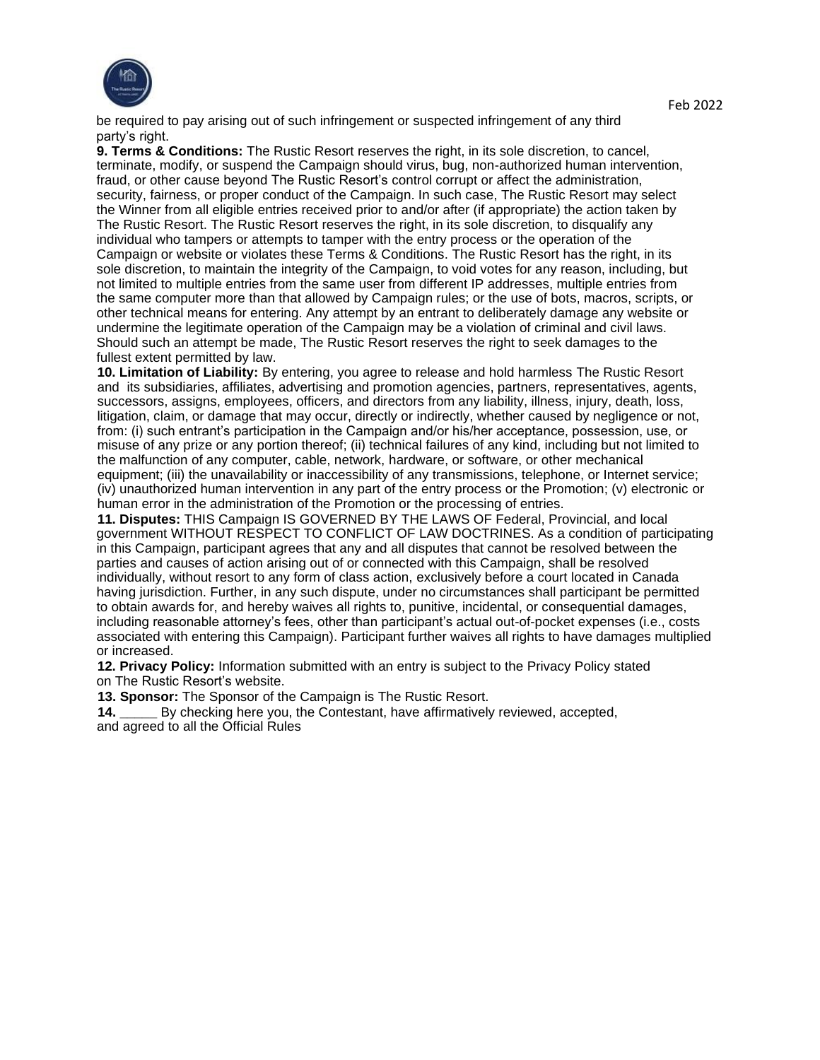be required to pay arising out of such infringement or suspected infringement of any third party's right.

**9. Terms & Conditions:** The Rustic Resort reserves the right, in its sole discretion, to cancel, terminate, modify, or suspend the Campaign should virus, bug, non-authorized human intervention, fraud, or other cause beyond The Rustic Resort's control corrupt or affect the administration, security, fairness, or proper conduct of the Campaign. In such case, The Rustic Resort may select the Winner from all eligible entries received prior to and/or after (if appropriate) the action taken by The Rustic Resort. The Rustic Resort reserves the right, in its sole discretion, to disqualify any individual who tampers or attempts to tamper with the entry process or the operation of the Campaign or website or violates these Terms & Conditions. The Rustic Resort has the right, in its sole discretion, to maintain the integrity of the Campaign, to void votes for any reason, including, but not limited to multiple entries from the same user from different IP addresses, multiple entries from the same computer more than that allowed by Campaign rules; or the use of bots, macros, scripts, or other technical means for entering. Any attempt by an entrant to deliberately damage any website or undermine the legitimate operation of the Campaign may be a violation of criminal and civil laws. Should such an attempt be made, The Rustic Resort reserves the right to seek damages to the fullest extent permitted by law.

**10. Limitation of Liability:** By entering, you agree to release and hold harmless The Rustic Resort and its subsidiaries, affiliates, advertising and promotion agencies, partners, representatives, agents, successors, assigns, employees, officers, and directors from any liability, illness, injury, death, loss, litigation, claim, or damage that may occur, directly or indirectly, whether caused by negligence or not, from: (i) such entrant's participation in the Campaign and/or his/her acceptance, possession, use, or misuse of any prize or any portion thereof; (ii) technical failures of any kind, including but not limited to the malfunction of any computer, cable, network, hardware, or software, or other mechanical equipment; (iii) the unavailability or inaccessibility of any transmissions, telephone, or Internet service; (iv) unauthorized human intervention in any part of the entry process or the Promotion; (v) electronic or human error in the administration of the Promotion or the processing of entries.

**11. Disputes:** THIS Campaign IS GOVERNED BY THE LAWS OF Federal, Provincial, and local government WITHOUT RESPECT TO CONFLICT OF LAW DOCTRINES. As a condition of participating in this Campaign, participant agrees that any and all disputes that cannot be resolved between the parties and causes of action arising out of or connected with this Campaign, shall be resolved individually, without resort to any form of class action, exclusively before a court located in Canada having jurisdiction. Further, in any such dispute, under no circumstances shall participant be permitted to obtain awards for, and hereby waives all rights to, punitive, incidental, or consequential damages, including reasonable attorney's fees, other than participant's actual out-of-pocket expenses (i.e., costs associated with entering this Campaign). Participant further waives all rights to have damages multiplied or increased.

**12. Privacy Policy:** Information submitted with an entry is subject to the Privacy Policy stated on The Rustic Resort's website.

**13. Sponsor:** The Sponsor of the Campaign is The Rustic Resort.

**14. _____** By checking here you, the Contestant, have affirmatively reviewed, accepted, and agreed to all the Official Rules